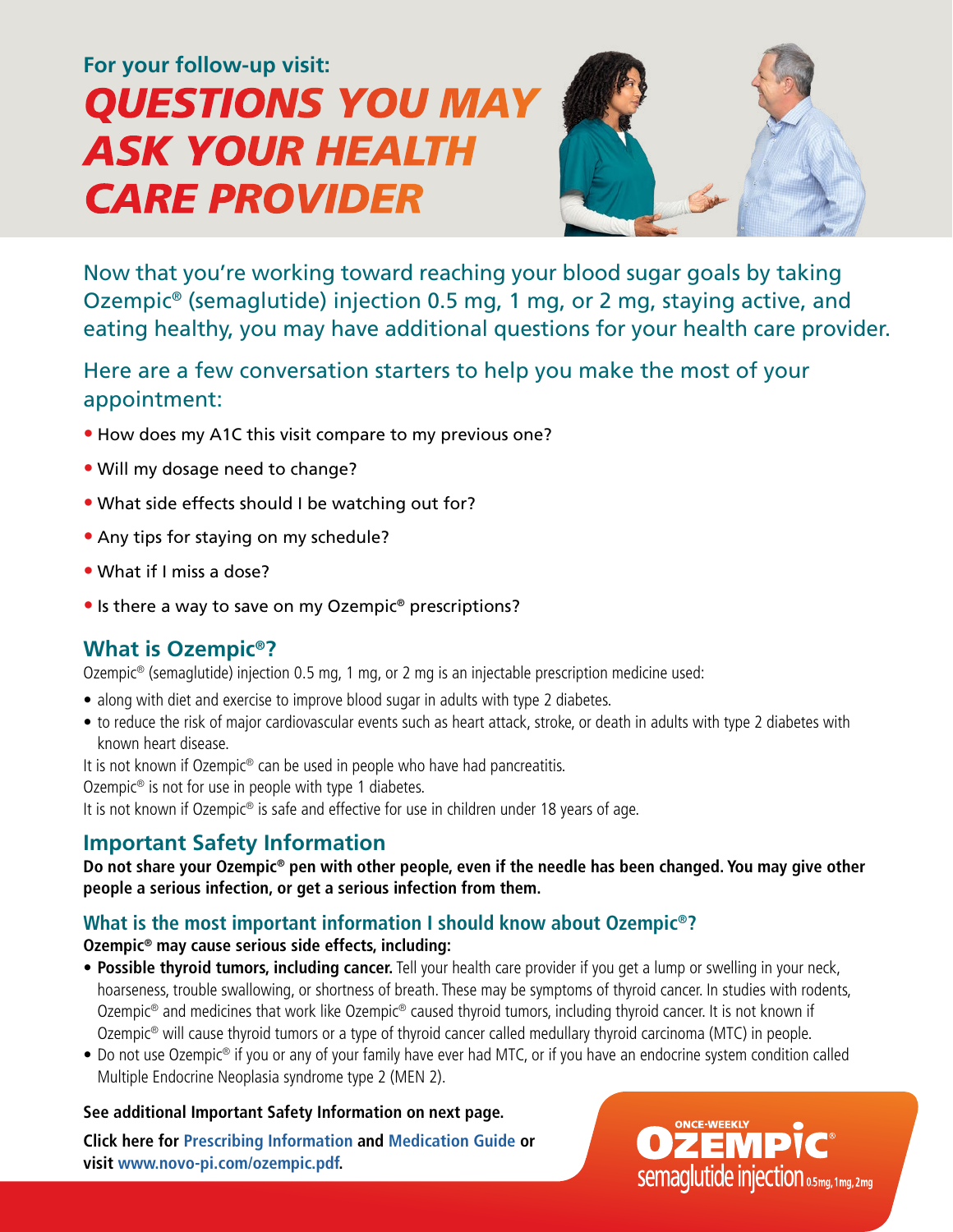For your follow-up visit:

# QUESTIONS YOU MAY ASK YOUR HEALTH CARE PROVIDER

Now that you're working toward reaching your blood sugar goals by taking Ozempic® (semaglutide) injection 0.5 mg, 1 mg, or 2 mg, staying active, and eating healthy, you may have additional questions for your health care provider.

Here are a few conversation starters to help you make the most of your appointment:

- How does my A1C this visit compare to my previous one?
- Will my dosage need to change?
- What side effects should I be watching out for?
- Any tips for staying on my schedule?
- What if I miss a dose?
- Is there a way to save on my Ozempic® prescriptions?

## What is Ozempic®?

Ozempic® (semaglutide) injection 0.5 mg, 1 mg, or 2 mg is an injectable prescription medicine used:

- along with diet and exercise to improve blood sugar in adults with type 2 diabetes.
- to reduce the risk of major cardiovascular events such as heart attack, stroke, or death in adults with type 2 diabetes with known heart disease.

It is not known if Ozempic® can be used in people who have had pancreatitis.

Ozempic® is not for use in people with type 1 diabetes.

It is not known if Ozempic® is safe and effective for use in children under 18 years of age.

## Important Safety Information

**Do not share your Ozempic® pen with other people, even if the needle has been changed. You may give other people a serious infection, or get a serious infection from them.**

### What is the most important information I should know about Ozempic®?

**Ozempic® may cause serious side effects, including:**

- **Possible thyroid tumors, including cancer.** Tell your health care provider if you get a lump or swelling in your neck, hoarseness, trouble swallowing, or shortness of breath. These may be symptoms of thyroid cancer. In studies with rodents, Ozempic® and medicines that work like Ozempic® caused thyroid tumors, including thyroid cancer. It is not known if Ozempic® will cause thyroid tumors or a type of thyroid cancer called medullary thyroid carcinoma (MTC) in people.
- Do not use Ozempic® if you or any of your family have ever had MTC, or if you have an endocrine system condition called Multiple Endocrine Neoplasia syndrome type 2 (MEN 2).

**See additional Important Safety Information on next page.**

**Click here for Prescribing Information and Medication Guide or visit www.novo-pi.com/ozempic.pdf.**

ONCE-WEEKLY OZEMPIC® semaglutide injection 0.5mg, 1mg, 2mg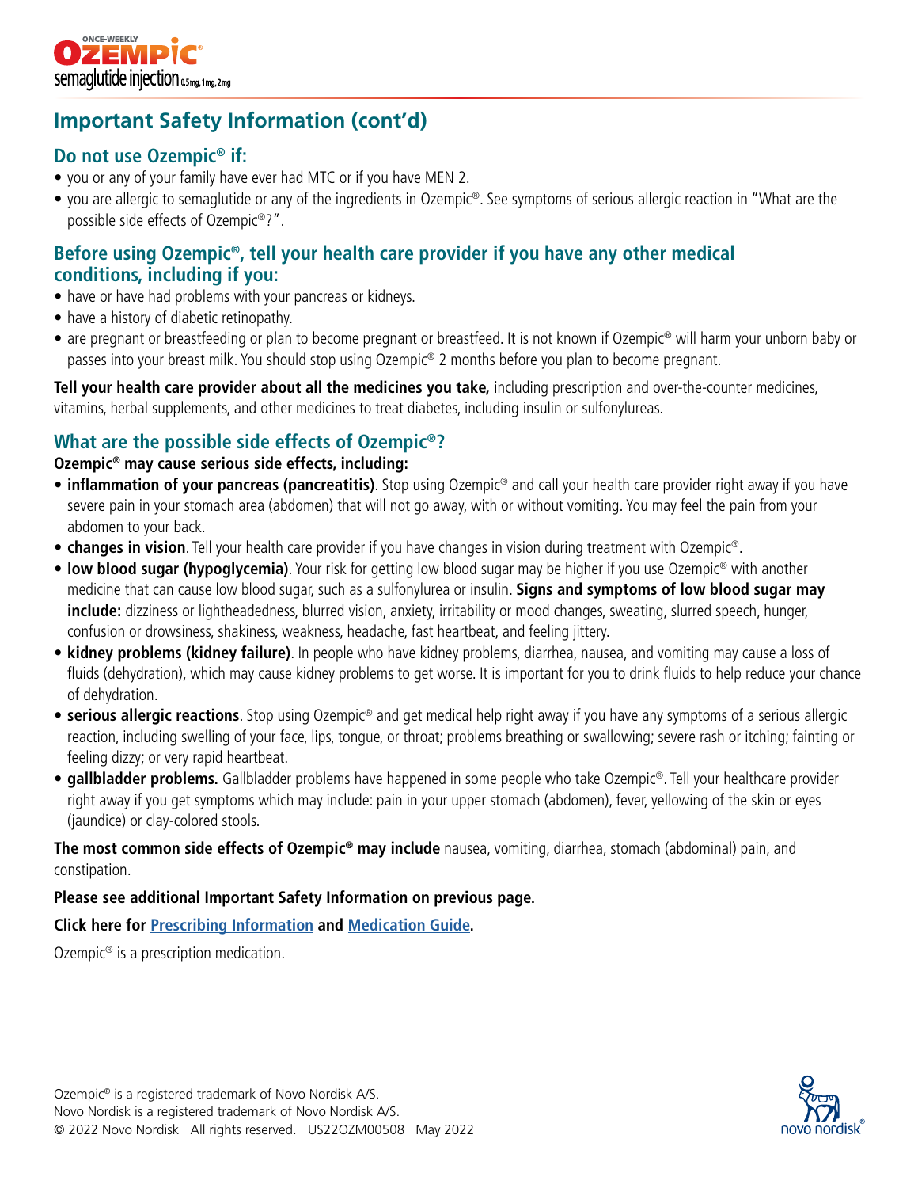## Important Safety Information (cont'd)

### Do not use Ozempic® if:

- you or any of your family have ever had MTC or if you have MEN 2.
- you are allergic to semaglutide or any of the ingredients in Ozempic®. See symptoms of serious allergic reaction in "What are the possible side effects of Ozempic®?".

### Before using Ozempic®, tell your health care provider if you have any other medical conditions, including if you:

- have or have had problems with your pancreas or kidneys.
- have a history of diabetic retinopathy.
- are pregnant or breastfeeding or plan to become pregnant or breastfeed. It is not known if Ozempic® will harm your unborn baby or passes into your breast milk. You should stop using Ozempic® 2 months before you plan to become pregnant.

**Tell your health care provider about all the medicines you take,** including prescription and over-the-counter medicines, vitamins, herbal supplements, and other medicines to treat diabetes, including insulin or sulfonylureas.

### What are the possible side effects of Ozempic®?

**Ozempic® may cause serious side effects, including:**

- **inflammation of your pancreas (pancreatitis)**. Stop using Ozempic® and call your health care provider right away if you have severe pain in your stomach area (abdomen) that will not go away, with or without vomiting. You may feel the pain from your abdomen to your back.
- **changes in vision**. Tell your health care provider if you have changes in vision during treatment with Ozempic®.
- **low blood sugar (hypoglycemia)**. Your risk for getting low blood sugar may be higher if you use Ozempic® with another medicine that can cause low blood sugar, such as a sulfonylurea or insulin. **Signs and symptoms of low blood sugar may include:** dizziness or lightheadedness, blurred vision, anxiety, irritability or mood changes, sweating, slurred speech, hunger, confusion or drowsiness, shakiness, weakness, headache, fast heartbeat, and feeling jittery.
- **kidney problems (kidney failure)**. In people who have kidney problems, diarrhea, nausea, and vomiting may cause a loss of fluids (dehydration), which may cause kidney problems to get worse. It is important for you to drink fluids to help reduce your chance of dehydration.
- **serious allergic reactions**. Stop using Ozempic® and get medical help right away if you have any symptoms of a serious allergic reaction, including swelling of your face, lips, tongue, or throat; problems breathing or swallowing; severe rash or itching; fainting or feeling dizzy; or very rapid heartbeat.
- **gallbladder problems.** Gallbladder problems have happened in some people who take Ozempic®. Tell your healthcare provider right away if you get symptoms which may include: pain in your upper stomach (abdomen), fever, yellowing of the skin or eyes (jaundice) or clay-colored stools.

**The most common side effects of Ozempic® may include** nausea, vomiting, diarrhea, stomach (abdominal) pain, and constipation.

**Please see additional Important Safety Information on previous page.**

**Click here for Prescribing Information and Medication Guide.**

Ozempic® is a prescription medication.

Ozempic® is a registered trademark of Novo Nordisk A/S.
Novo Nordisk is a registered trademark of Novo Nordisk A/S.
© 2022 Novo Nordisk All rights reserved. US22OZM00508 May 2022